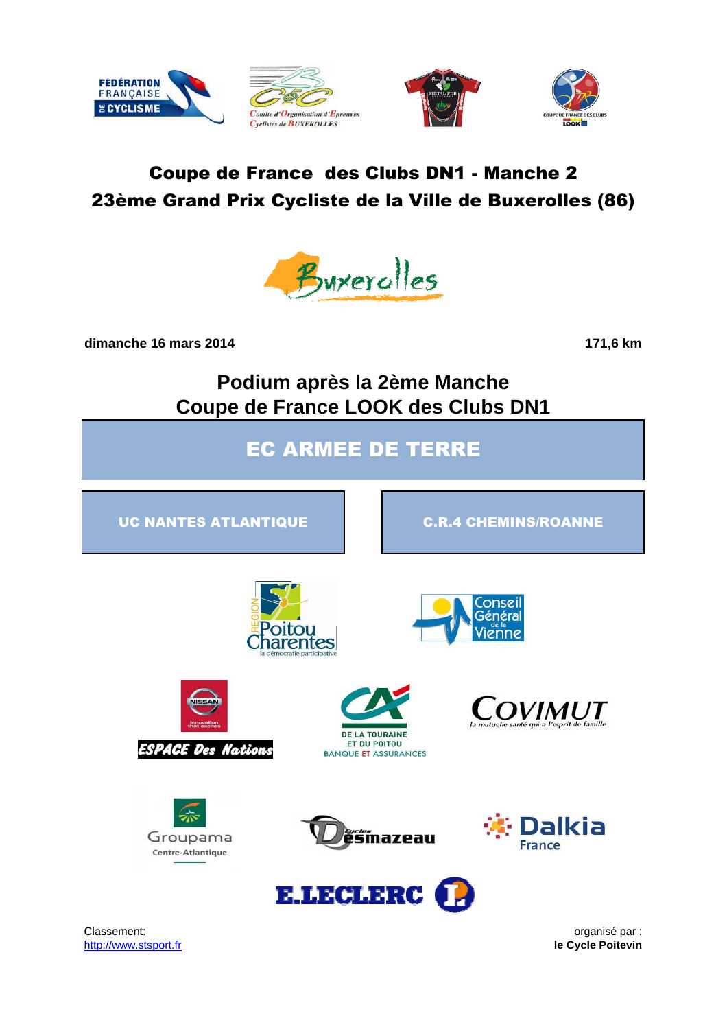# Coupe de France des Clubs DN1 - Manche 2

# 23ème Grand Prix Cycliste de la Ville de Buxerolles (86)

**dimanche 16 mars 2014** **171,6 km**

## Podium après la 2ème Manche
## Coupe de France LOOK des Clubs DN1

**EC ARMEE DE TERRE**

**UC NANTES ATLANTIQUE** | **C.R.4 CHEMINS/ROANNE**

Classement:
http://www.stsport.fr

organisé par :
**le Cycle Poitevin**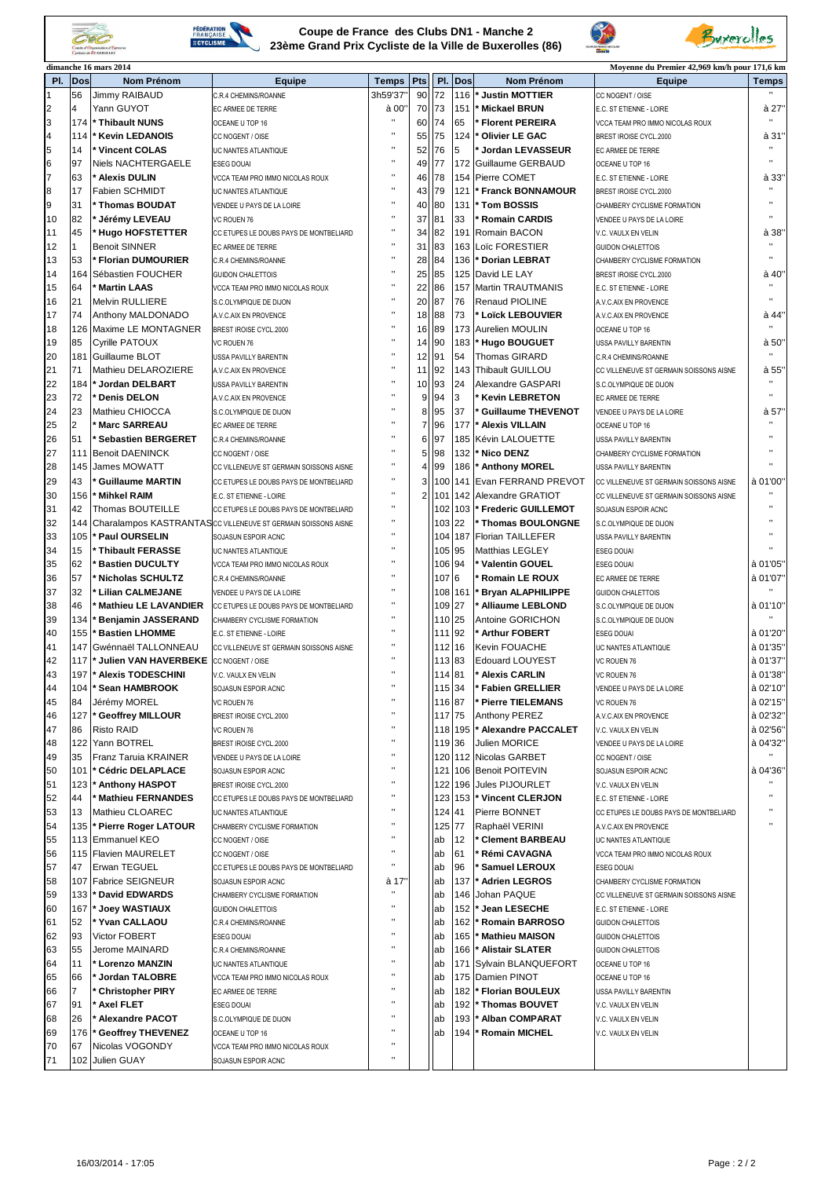# Coupe de France des Clubs DN1 - Manche 2
## 23ème Grand Prix Cycliste de la Ville de Buxerolles (86)

dimanche 16 mars 2014 — Moyenne du Premier 42,969 km/h pour 171,6 km

| Pl. | Dos | Nom Prénom | Equipe | Temps | Pts |
|---|---|---|---|---|---|
| 1 | 56 | Jimmy RAIBAUD | C.R.4 CHEMINS/ROANNE | 3h59'37" | 90 |
| 2 | 4 | Yann GUYOT | EC ARMEE DE TERRE | à 00" | 70 |
| 3 | 174 | * **Thibault NUNS** | OCEANE U TOP 16 | " | 60 |
| 4 | 114 | * **Kevin LEDANOIS** | CC NOGENT / OISE | " | 55 |
| 5 | 14 | * **Vincent COLAS** | UC NANTES ATLANTIQUE | " | 52 |
| 6 | 97 | Niels NACHTERGAELE | ESEG DOUAI | " | 49 |
| 7 | 63 | * **Alexis DULIN** | VCCA TEAM PRO IMMO NICOLAS ROUX | " | 46 |
| 8 | 17 | Fabien SCHMIDT | UC NANTES ATLANTIQUE | " | 43 |
| 9 | 31 | * **Thomas BOUDAT** | VENDEE U PAYS DE LA LOIRE | " | 40 |
| 10 | 82 | * **Jérémy LEVEAU** | VC ROUEN 76 | " | 37 |
| 11 | 45 | * **Hugo HOFSTETTER** | CC ETUPES LE DOUBS PAYS DE MONTBELIARD | " | 34 |
| 12 | 1 | Benoit SINNER | EC ARMEE DE TERRE | " | 31 |
| 13 | 53 | * **Florian DUMOURIER** | C.R.4 CHEMINS/ROANNE | " | 28 |
| 14 | 164 | Sébastien FOUCHER | GUIDON CHALETTOIS | " | 25 |
| 15 | 64 | * **Martin LAAS** | VCCA TEAM PRO IMMO NICOLAS ROUX | " | 22 |
| 16 | 21 | Melvin RULLIERE | S.C.OLYMPIQUE DE DIJON | " | 20 |
| 17 | 74 | Anthony MALDONADO | A.V.C.AIX EN PROVENCE | " | 18 |
| 18 | 126 | Maxime LE MONTAGNER | BREST IROISE CYCL.2000 | " | 16 |
| 19 | 85 | Cyrille PATOUX | VC ROUEN 76 | " | 14 |
| 20 | 181 | Guillaume BLOT | USSA PAVILLY BARENTIN | " | 12 |
| 21 | 71 | Mathieu DELAROZIERE | A.V.C.AIX EN PROVENCE | " | 11 |
| 22 | 184 | * **Jordan DELBART** | USSA PAVILLY BARENTIN | " | 10 |
| 23 | 72 | * **Denis DELON** | A.V.C.AIX EN PROVENCE | " | 9 |
| 24 | 23 | Mathieu CHIOCCA | S.C.OLYMPIQUE DE DIJON | " | 8 |
| 25 | 2 | * **Marc SARREAU** | EC ARMEE DE TERRE | " | 7 |
| 26 | 51 | * **Sebastien BERGERET** | C.R.4 CHEMINS/ROANNE | " | 6 |
| 27 | 111 | Benoit DAENINCK | CC NOGENT / OISE | " | 5 |
| 28 | 145 | James MOWATT | CC VILLENEUVE ST GERMAIN SOISSONS AISNE | " | 4 |
| 29 | 43 | * **Guillaume MARTIN** | CC ETUPES LE DOUBS PAYS DE MONTBELIARD | " | 3 |
| 30 | 156 | * **Mihkel RAIM** | E.C. ST ETIENNE - LOIRE | " | 2 |
| 31 | 42 | Thomas BOUTEILLE | CC ETUPES LE DOUBS PAYS DE MONTBELIARD | " | |
| 32 | 144 | Charalampos KASTRANTAS | CC VILLENEUVE ST GERMAIN SOISSONS AISNE | " | |
| 33 | 105 | * **Paul OURSELIN** | SOJASUN ESPOIR ACNC | " | |
| 34 | 15 | * **Thibault FERASSE** | UC NANTES ATLANTIQUE | " | |
| 35 | 62 | * **Bastien DUCULTY** | VCCA TEAM PRO IMMO NICOLAS ROUX | " | |
| 36 | 57 | * **Nicholas SCHULTZ** | C.R.4 CHEMINS/ROANNE | " | |
| 37 | 32 | * **Lilian CALMEJANE** | VENDEE U PAYS DE LA LOIRE | " | |
| 38 | 46 | * **Mathieu LE LAVANDIER** | CC ETUPES LE DOUBS PAYS DE MONTBELIARD | " | |
| 39 | 134 | * **Benjamin JASSERAND** | CHAMBERY CYCLISME FORMATION | " | |
| 40 | 155 | * **Bastien LHOMME** | E.C. ST ETIENNE - LOIRE | " | |
| 41 | 147 | Gwénnaël TALLONNEAU | CC VILLENEUVE ST GERMAIN SOISSONS AISNE | " | |
| 42 | 117 | * **Julien VAN HAVERBEKE** | CC NOGENT / OISE | " | |
| 43 | 197 | * **Alexis TODESCHINI** | V.C. VAULX EN VELIN | " | |
| 44 | 104 | * **Sean HAMBROOK** | SOJASUN ESPOIR ACNC | " | |
| 45 | 84 | Jérémy MOREL | VC ROUEN 76 | " | |
| 46 | 127 | * **Geoffrey MILLOUR** | BREST IROISE CYCL.2000 | " | |
| 47 | 86 | Risto RAID | VC ROUEN 76 | " | |
| 48 | 122 | Yann BOTREL | BREST IROISE CYCL.2000 | " | |
| 49 | 35 | Franz Taruia KRAINER | VENDEE U PAYS DE LA LOIRE | " | |
| 50 | 101 | * **Cédric DELAPLACE** | SOJASUN ESPOIR ACNC | " | |
| 51 | 123 | * **Anthony HASPOT** | BREST IROISE CYCL.2000 | " | |
| 52 | 44 | * **Mathieu FERNANDES** | CC ETUPES LE DOUBS PAYS DE MONTBELIARD | " | |
| 53 | 13 | Mathieu CLOAREC | UC NANTES ATLANTIQUE | " | |
| 54 | 135 | * **Pierre Roger LATOUR** | CHAMBERY CYCLISME FORMATION | " | |
| 55 | 113 | Emmanuel KEO | CC NOGENT / OISE | " | |
| 56 | 115 | Flavien MAURELET | CC NOGENT / OISE | " | |
| 57 | 47 | Erwan TEGUEL | CC ETUPES LE DOUBS PAYS DE MONTBELIARD | " | |
| 58 | 107 | Fabrice SEIGNEUR | SOJASUN ESPOIR ACNC | à 17" | |
| 59 | 133 | * **David EDWARDS** | CHAMBERY CYCLISME FORMATION | " | |
| 60 | 167 | * **Joey WASTIAUX** | GUIDON CHALETTOIS | " | |
| 61 | 52 | * **Yvan CALLAOU** | C.R.4 CHEMINS/ROANNE | " | |
| 62 | 93 | Victor FOBERT | ESEG DOUAI | " | |
| 63 | 55 | Jerome MAINARD | C.R.4 CHEMINS/ROANNE | " | |
| 64 | 11 | * **Lorenzo MANZIN** | UC NANTES ATLANTIQUE | " | |
| 65 | 66 | * **Jordan TALOBRE** | VCCA TEAM PRO IMMO NICOLAS ROUX | " | |
| 66 | 7 | * **Christopher PIRY** | EC ARMEE DE TERRE | " | |
| 67 | 91 | * **Axel FLET** | ESEG DOUAI | " | |
| 68 | 26 | * **Alexandre PACOT** | S.C.OLYMPIQUE DE DIJON | " | |
| 69 | 176 | * **Geoffrey THEVENEZ** | OCEANE U TOP 16 | " | |
| 70 | 67 | Nicolas VOGONDY | VCCA TEAM PRO IMMO NICOLAS ROUX | " | |
| 71 | 102 | Julien GUAY | SOJASUN ESPOIR ACNC | " | |
| 72 | 116 | * **Justin MOTTIER** | CC NOGENT / OISE | " | |
| 73 | 151 | * **Mickael BRUN** | E.C. ST ETIENNE - LOIRE | à 27" | |
| 74 | 65 | * **Florent PEREIRA** | VCCA TEAM PRO IMMO NICOLAS ROUX | " | |
| 75 | 124 | * **Olivier LE GAC** | BREST IROISE CYCL.2000 | à 31" | |
| 76 | 5 | * **Jordan LEVASSEUR** | EC ARMEE DE TERRE | " | |
| 77 | 172 | Guillaume GERBAUD | OCEANE U TOP 16 | " | |
| 78 | 154 | Pierre COMET | E.C. ST ETIENNE - LOIRE | à 33" | |
| 79 | 121 | * **Franck BONNAMOUR** | BREST IROISE CYCL.2000 | " | |
| 80 | 131 | * **Tom BOSSIS** | CHAMBERY CYCLISME FORMATION | " | |
| 81 | 33 | * **Romain CARDIS** | VENDEE U PAYS DE LA LOIRE | " | |
| 82 | 191 | Romain BACON | V.C. VAULX EN VELIN | à 38" | |
| 83 | 163 | Loïc FORESTIER | GUIDON CHALETTOIS | " | |
| 84 | 136 | * **Dorian LEBRAT** | CHAMBERY CYCLISME FORMATION | " | |
| 85 | 125 | David LE LAY | BREST IROISE CYCL.2000 | à 40" | |
| 86 | 157 | Martin TRAUTMANIS | E.C. ST ETIENNE - LOIRE | " | |
| 87 | 76 | Renaud PIOLINE | A.V.C.AIX EN PROVENCE | " | |
| 88 | 73 | * **Loïck LEBOUVIER** | A.V.C.AIX EN PROVENCE | à 44" | |
| 89 | 173 | Aurelien MOULIN | OCEANE U TOP 16 | " | |
| 90 | 183 | * **Hugo BOUGUET** | USSA PAVILLY BARENTIN | à 50" | |
| 91 | 54 | Thomas GIRARD | C.R.4 CHEMINS/ROANNE | " | |
| 92 | 143 | Thibault GUILLOU | CC VILLENEUVE ST GERMAIN SOISSONS AISNE | à 55" | |
| 93 | 24 | Alexandre GASPARI | S.C.OLYMPIQUE DE DIJON | " | |
| 94 | 3 | * **Kevin LEBRETON** | EC ARMEE DE TERRE | " | |
| 95 | 37 | * **Guillaume THEVENOT** | VENDEE U PAYS DE LA LOIRE | à 57" | |
| 96 | 177 | * **Alexis VILLAIN** | OCEANE U TOP 16 | " | |
| 97 | 185 | Kévin LALOUETTE | USSA PAVILLY BARENTIN | " | |
| 98 | 132 | * **Nico DENZ** | CHAMBERY CYCLISME FORMATION | " | |
| 99 | 186 | * **Anthony MOREL** | USSA PAVILLY BARENTIN | " | |
| 100 | 141 | Evan FERRAND PREVOT | CC VILLENEUVE ST GERMAIN SOISSONS AISNE | à 01'00" | |
| 101 | 142 | Alexandre GRATIOT | CC VILLENEUVE ST GERMAIN SOISSONS AISNE | " | |
| 102 | 103 | * **Frederic GUILLEMOT** | SOJASUN ESPOIR ACNC | " | |
| 103 | 22 | * **Thomas BOULONGNE** | S.C.OLYMPIQUE DE DIJON | " | |
| 104 | 187 | Florian TAILLEFER | USSA PAVILLY BARENTIN | " | |
| 105 | 95 | Matthias LEGLEY | ESEG DOUAI | " | |
| 106 | 94 | * **Valentin GOUEL** | ESEG DOUAI | à 01'05" | |
| 107 | 6 | * **Romain LE ROUX** | EC ARMEE DE TERRE | à 01'07" | |
| 108 | 161 | * **Bryan ALAPHILIPPE** | GUIDON CHALETTOIS | " | |
| 109 | 27 | * **Alliaume LEBLOND** | S.C.OLYMPIQUE DE DIJON | à 01'10" | |
| 110 | 25 | Antoine GORICHON | S.C.OLYMPIQUE DE DIJON | " | |
| 111 | 92 | * **Arthur FOBERT** | ESEG DOUAI | à 01'20" | |
| 112 | 16 | Kevin FOUACHE | UC NANTES ATLANTIQUE | à 01'35" | |
| 113 | 83 | Edouard LOUYEST | VC ROUEN 76 | à 01'37" | |
| 114 | 81 | * **Alexis CARLIN** | VC ROUEN 76 | à 01'38" | |
| 115 | 34 | * **Fabien GRELLIER** | VENDEE U PAYS DE LA LOIRE | à 02'10" | |
| 116 | 87 | * **Pierre TIELEMANS** | VC ROUEN 76 | à 02'15" | |
| 117 | 75 | Anthony PEREZ | A.V.C.AIX EN PROVENCE | à 02'32" | |
| 118 | 195 | * **Alexandre PACCATEL** | V.C. VAULX EN VELIN | à 02'56" | |
| 119 | 36 | Julien MORICE | VENDEE U PAYS DE LA LOIRE | à 04'32" | |
| 120 | 112 | Nicolas GARBET | CC NOGENT / OISE | " | |
| 121 | 106 | Benoit POITEVIN | SOJASUN ESPOIR ACNC | à 04'36" | |
| 122 | 196 | Jules PIJOURLET | V.C. VAULX EN VELIN | " | |
| 123 | 153 | * **Vincent CLERJON** | E.C. ST ETIENNE - LOIRE | " | |
| 124 | 41 | Pierre BONNET | CC ETUPES LE DOUBS PAYS DE MONTBELIARD | " | |
| 125 | 77 | Raphaël VERINI | A.V.C.AIX EN PROVENCE | " | |
| ab | 12 | * **Clement BARBEAU** | UC NANTES ATLANTIQUE | | |
| ab | 61 | * **Rémi CAVAGNA** | VCCA TEAM PRO IMMO NICOLAS ROUX | | |
| ab | 96 | * **Samuel LEROUX** | ESEG DOUAI | | |
| ab | 137 | * **Adrien LEGROS** | CHAMBERY CYCLISME FORMATION | | |
| ab | 146 | Johan PAQUE | CC VILLENEUVE ST GERMAIN SOISSONS AISNE | | |
| ab | 152 | * **Jean LESECHE** | E.C. ST ETIENNE - LOIRE | | |
| ab | 162 | * **Romain BARROSO** | GUIDON CHALETTOIS | | |
| ab | 165 | * **Mathieu MAISON** | GUIDON CHALETTOIS | | |
| ab | 166 | * **Alistair SLATER** | GUIDON CHALETTOIS | | |
| ab | 171 | Sylvain BLANQUEFORT | OCEANE U TOP 16 | | |
| ab | 175 | Damien PINOT | OCEANE U TOP 16 | | |
| ab | 182 | * **Florian BOULEUX** | USSA PAVILLY BARENTIN | | |
| ab | 192 | * **Thomas BOUVET** | V.C. VAULX EN VELIN | | |
| ab | 193 | * **Alban COMPARAT** | V.C. VAULX EN VELIN | | |
| ab | 194 | * **Romain MICHEL** | V.C. VAULX EN VELIN | | |

16/03/2014 - 17:05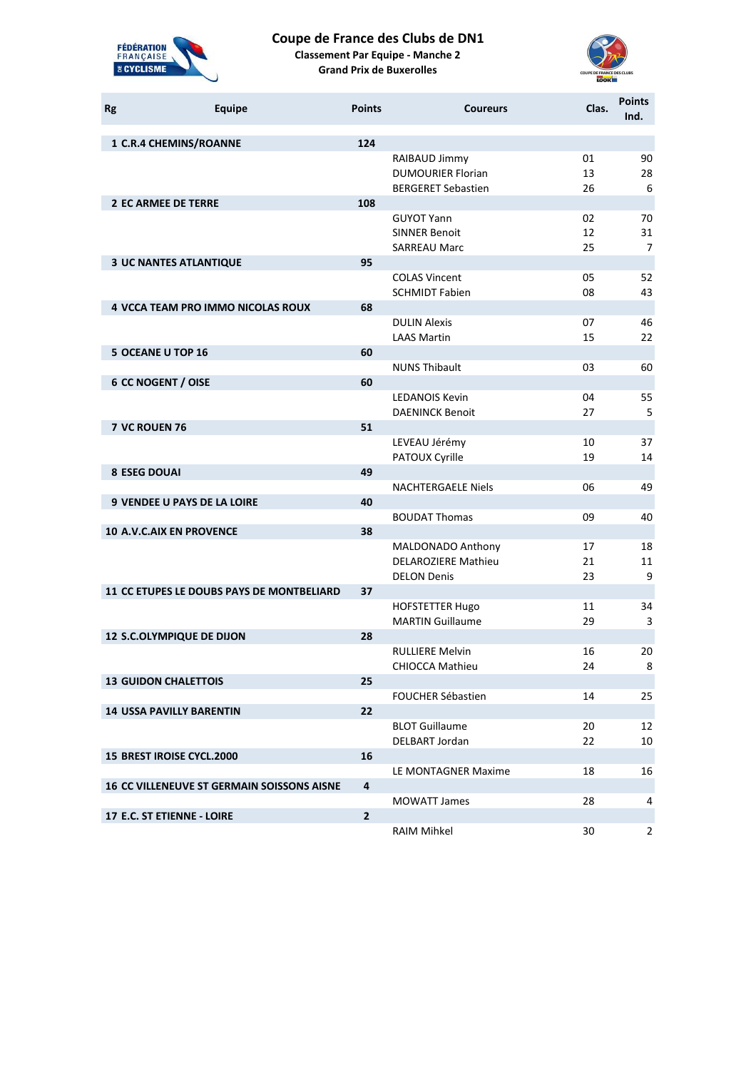# Coupe de France des Clubs de DN1

**Classement Par Equipe - Manche 2**

**Grand Prix de Buxerolles**

| Rg | Equipe | Points | Coureurs | Clas. | Points Ind. |
|---|---|---|---|---|---|
| **1** | **C.R.4 CHEMINS/ROANNE** | **124** | | | |
| | | | RAIBAUD Jimmy | 01 | 90 |
| | | | DUMOURIER Florian | 13 | 28 |
| | | | BERGERET Sebastien | 26 | 6 |
| **2** | **EC ARMEE DE TERRE** | **108** | | | |
| | | | GUYOT Yann | 02 | 70 |
| | | | SINNER Benoit | 12 | 31 |
| | | | SARREAU Marc | 25 | 7 |
| **3** | **UC NANTES ATLANTIQUE** | **95** | | | |
| | | | COLAS Vincent | 05 | 52 |
| | | | SCHMIDT Fabien | 08 | 43 |
| **4** | **VCCA TEAM PRO IMMO NICOLAS ROUX** | **68** | | | |
| | | | DULIN Alexis | 07 | 46 |
| | | | LAAS Martin | 15 | 22 |
| **5** | **OCEANE U TOP 16** | **60** | | | |
| | | | NUNS Thibault | 03 | 60 |
| **6** | **CC NOGENT / OISE** | **60** | | | |
| | | | LEDANOIS Kevin | 04 | 55 |
| | | | DAENINCK Benoit | 27 | 5 |
| **7** | **VC ROUEN 76** | **51** | | | |
| | | | LEVEAU Jérémy | 10 | 37 |
| | | | PATOUX Cyrille | 19 | 14 |
| **8** | **ESEG DOUAI** | **49** | | | |
| | | | NACHTERGAELE Niels | 06 | 49 |
| **9** | **VENDEE U PAYS DE LA LOIRE** | **40** | | | |
| | | | BOUDAT Thomas | 09 | 40 |
| **10** | **A.V.C.AIX EN PROVENCE** | **38** | | | |
| | | | MALDONADO Anthony | 17 | 18 |
| | | | DELAROZIERE Mathieu | 21 | 11 |
| | | | DELON Denis | 23 | 9 |
| **11** | **CC ETUPES LE DOUBS PAYS DE MONTBELIARD** | **37** | | | |
| | | | HOFSTETTER Hugo | 11 | 34 |
| | | | MARTIN Guillaume | 29 | 3 |
| **12** | **S.C.OLYMPIQUE DE DIJON** | **28** | | | |
| | | | RULLIERE Melvin | 16 | 20 |
| | | | CHIOCCA Mathieu | 24 | 8 |
| **13** | **GUIDON CHALETTOIS** | **25** | | | |
| | | | FOUCHER Sébastien | 14 | 25 |
| **14** | **USSA PAVILLY BARENTIN** | **22** | | | |
| | | | BLOT Guillaume | 20 | 12 |
| | | | DELBART Jordan | 22 | 10 |
| **15** | **BREST IROISE CYCL.2000** | **16** | | | |
| | | | LE MONTAGNER Maxime | 18 | 16 |
| **16** | **CC VILLENEUVE ST GERMAIN SOISSONS AISNE** | **4** | | | |
| | | | MOWATT James | 28 | 4 |
| **17** | **E.C. ST ETIENNE - LOIRE** | **2** | | | |
| | | | RAIM Mihkel | 30 | 2 |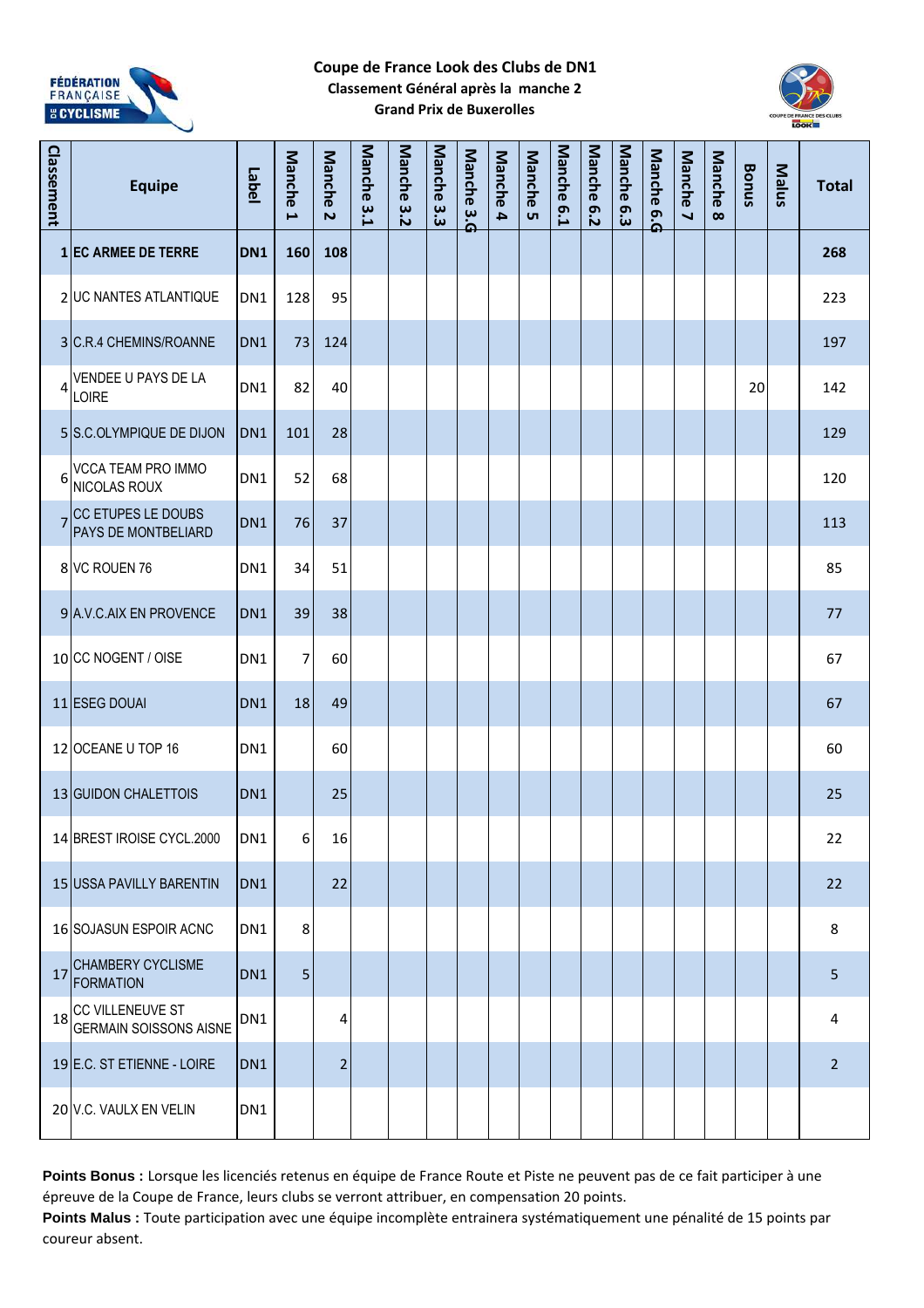# Coupe de France Look des Clubs de DN1

**Classement Général après la manche 2**

**Grand Prix de Buxerolles**

| Classement | Equipe | Label | Manche 1 | Manche 2 | Manche 3.1 | Manche 3.2 | Manche 3.3 | Manche 3.G | Manche 4 | Manche 5 | Manche 6.1 | Manche 6.2 | Manche 6.3 | Manche 6.G | Manche 7 | Manche 8 | Bonus | Malus | Total |
|---|---|---|---|---|---|---|---|---|---|---|---|---|---|---|---|---|---|---|---|
| **1** | **EC ARMEE DE TERRE** | **DN1** | **160** | **108** | | | | | | | | | | | | | | | **268** |
| 2 | UC NANTES ATLANTIQUE | DN1 | 128 | 95 | | | | | | | | | | | | | | | 223 |
| 3 | C.R.4 CHEMINS/ROANNE | DN1 | 73 | 124 | | | | | | | | | | | | | | | 197 |
| 4 | VENDEE U PAYS DE LA LOIRE | DN1 | 82 | 40 | | | | | | | | | | | | | 20 | | 142 |
| 5 | S.C.OLYMPIQUE DE DIJON | DN1 | 101 | 28 | | | | | | | | | | | | | | | 129 |
| 6 | VCCA TEAM PRO IMMO NICOLAS ROUX | DN1 | 52 | 68 | | | | | | | | | | | | | | | 120 |
| 7 | CC ETUPES LE DOUBS PAYS DE MONTBELIARD | DN1 | 76 | 37 | | | | | | | | | | | | | | | 113 |
| 8 | VC ROUEN 76 | DN1 | 34 | 51 | | | | | | | | | | | | | | | 85 |
| 9 | A.V.C.AIX EN PROVENCE | DN1 | 39 | 38 | | | | | | | | | | | | | | | 77 |
| 10 | CC NOGENT / OISE | DN1 | 7 | 60 | | | | | | | | | | | | | | | 67 |
| 11 | ESEG DOUAI | DN1 | 18 | 49 | | | | | | | | | | | | | | | 67 |
| 12 | OCEANE U TOP 16 | DN1 | | 60 | | | | | | | | | | | | | | | 60 |
| 13 | GUIDON CHALETTOIS | DN1 | | 25 | | | | | | | | | | | | | | | 25 |
| 14 | BREST IROISE CYCL.2000 | DN1 | 6 | 16 | | | | | | | | | | | | | | | 22 |
| 15 | USSA PAVILLY BARENTIN | DN1 | | 22 | | | | | | | | | | | | | | | 22 |
| 16 | SOJASUN ESPOIR ACNC | DN1 | 8 | | | | | | | | | | | | | | | | 8 |
| 17 | CHAMBERY CYCLISME FORMATION | DN1 | 5 | | | | | | | | | | | | | | | | 5 |
| 18 | CC VILLENEUVE ST GERMAIN SOISSONS AISNE | DN1 | | 4 | | | | | | | | | | | | | | | 4 |
| 19 | E.C. ST ETIENNE - LOIRE | DN1 | | 2 | | | | | | | | | | | | | | | 2 |
| 20 | V.C. VAULX EN VELIN | DN1 | | | | | | | | | | | | | | | | | |

**Points Bonus :** Lorsque les licenciés retenus en équipe de France Route et Piste ne peuvent pas de ce fait participer à une épreuve de la Coupe de France, leurs clubs se verront attribuer, en compensation 20 points.

**Points Malus :** Toute participation avec une équipe incomplète entrainera systématiquement une pénalité de 15 points par coureur absent.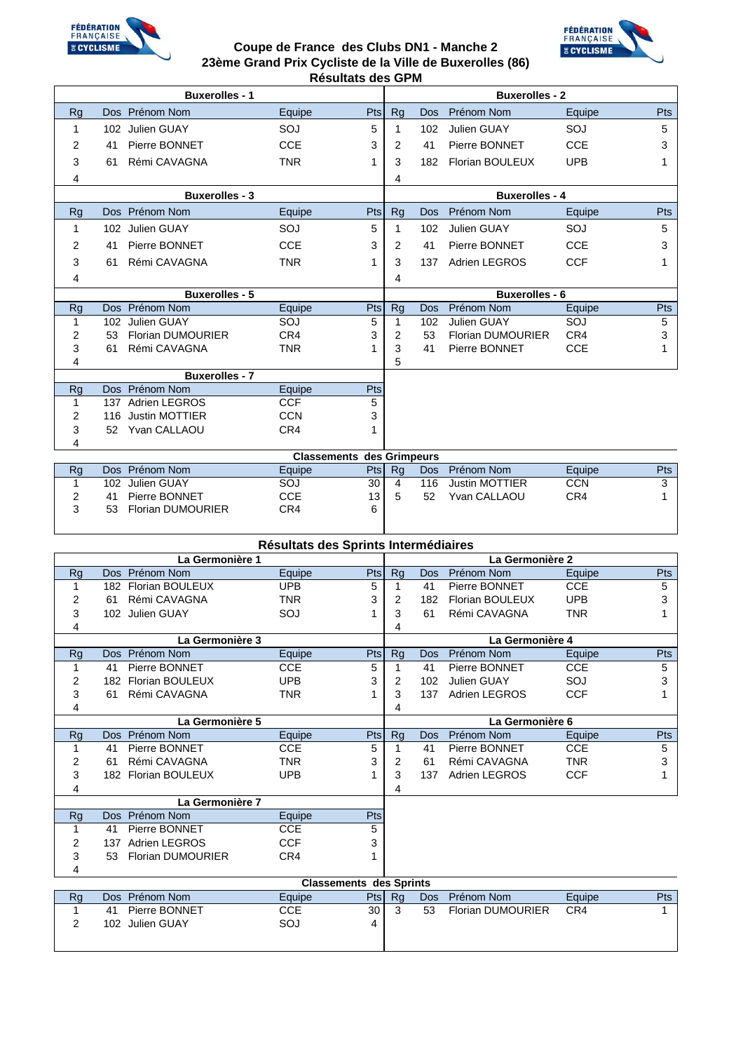# Coupe de France des Clubs DN1 - Manche 2

## 23ème Grand Prix Cycliste de la Ville de Buxerolles (86)

## Résultats des GPM

| Buxerolles - 1 | | | | | Buxerolles - 2 | | | | |
|---|---|---|---|---|---|---|---|---|---|
| Rg | Dos | Prénom Nom | Equipe | Pts | Rg | Dos | Prénom Nom | Equipe | Pts |
| 1 | 102 | Julien GUAY | SOJ | 5 | 1 | 102 | Julien GUAY | SOJ | 5 |
| 2 | 41 | Pierre BONNET | CCE | 3 | 2 | 41 | Pierre BONNET | CCE | 3 |
| 3 | 61 | Rémi CAVAGNA | TNR | 1 | 3 | 182 | Florian BOULEUX | UPB | 1 |
| 4 | | | | | 4 | | | | |

| Buxerolles - 3 | | | | | Buxerolles - 4 | | | | |
|---|---|---|---|---|---|---|---|---|---|
| Rg | Dos | Prénom Nom | Equipe | Pts | Rg | Dos | Prénom Nom | Equipe | Pts |
| 1 | 102 | Julien GUAY | SOJ | 5 | 1 | 102 | Julien GUAY | SOJ | 5 |
| 2 | 41 | Pierre BONNET | CCE | 3 | 2 | 41 | Pierre BONNET | CCE | 3 |
| 3 | 61 | Rémi CAVAGNA | TNR | 1 | 3 | 137 | Adrien LEGROS | CCF | 1 |
| 4 | | | | | 4 | | | | |

| Buxerolles - 5 | | | | | Buxerolles - 6 | | | | |
|---|---|---|---|---|---|---|---|---|---|
| Rg | Dos | Prénom Nom | Equipe | Pts | Rg | Dos | Prénom Nom | Equipe | Pts |
| 1 | 102 | Julien GUAY | SOJ | 5 | 1 | 102 | Julien GUAY | SOJ | 5 |
| 2 | 53 | Florian DUMOURIER | CR4 | 3 | 2 | 53 | Florian DUMOURIER | CR4 | 3 |
| 3 | 61 | Rémi CAVAGNA | TNR | 1 | 3 | 41 | Pierre BONNET | CCE | 1 |
| 4 | | | | | 5 | | | | |

| Buxerolles - 7 | | | | |
|---|---|---|---|---|
| Rg | Dos | Prénom Nom | Equipe | Pts |
| 1 | 137 | Adrien LEGROS | CCF | 5 |
| 2 | 116 | Justin MOTTIER | CCN | 3 |
| 3 | 52 | Yvan CALLAOU | CR4 | 1 |
| 4 | | | | |

### Classements des Grimpeurs

| Rg | Dos | Prénom Nom | Equipe | Pts | Rg | Dos | Prénom Nom | Equipe | Pts |
|---|---|---|---|---|---|---|---|---|---|
| 1 | 102 | Julien GUAY | SOJ | 30 | 4 | 116 | Justin MOTTIER | CCN | 3 |
| 2 | 41 | Pierre BONNET | CCE | 13 | 5 | 52 | Yvan CALLAOU | CR4 | 1 |
| 3 | 53 | Florian DUMOURIER | CR4 | 6 | | | | | |

## Résultats des Sprints Intermédiaires

| La Germonière 1 | | | | | La Germonière 2 | | | | |
|---|---|---|---|---|---|---|---|---|---|
| Rg | Dos | Prénom Nom | Equipe | Pts | Rg | Dos | Prénom Nom | Equipe | Pts |
| 1 | 182 | Florian BOULEUX | UPB | 5 | 1 | 41 | Pierre BONNET | CCE | 5 |
| 2 | 61 | Rémi CAVAGNA | TNR | 3 | 2 | 182 | Florian BOULEUX | UPB | 3 |
| 3 | 102 | Julien GUAY | SOJ | 1 | 3 | 61 | Rémi CAVAGNA | TNR | 1 |
| 4 | | | | | 4 | | | | |

| La Germonière 3 | | | | | La Germonière 4 | | | | |
|---|---|---|---|---|---|---|---|---|---|
| Rg | Dos | Prénom Nom | Equipe | Pts | Rg | Dos | Prénom Nom | Equipe | Pts |
| 1 | 41 | Pierre BONNET | CCE | 5 | 1 | 41 | Pierre BONNET | CCE | 5 |
| 2 | 182 | Florian BOULEUX | UPB | 3 | 2 | 102 | Julien GUAY | SOJ | 3 |
| 3 | 61 | Rémi CAVAGNA | TNR | 1 | 3 | 137 | Adrien LEGROS | CCF | 1 |
| 4 | | | | | 4 | | | | |

| La Germonière 5 | | | | | La Germonière 6 | | | | |
|---|---|---|---|---|---|---|---|---|---|
| Rg | Dos | Prénom Nom | Equipe | Pts | Rg | Dos | Prénom Nom | Equipe | Pts |
| 1 | 41 | Pierre BONNET | CCE | 5 | 1 | 41 | Pierre BONNET | CCE | 5 |
| 2 | 61 | Rémi CAVAGNA | TNR | 3 | 2 | 61 | Rémi CAVAGNA | TNR | 3 |
| 3 | 182 | Florian BOULEUX | UPB | 1 | 3 | 137 | Adrien LEGROS | CCF | 1 |
| 4 | | | | | 4 | | | | |

| La Germonière 7 | | | | |
|---|---|---|---|---|
| Rg | Dos | Prénom Nom | Equipe | Pts |
| 1 | 41 | Pierre BONNET | CCE | 5 |
| 2 | 137 | Adrien LEGROS | CCF | 3 |
| 3 | 53 | Florian DUMOURIER | CR4 | 1 |
| 4 | | | | |

### Classements des Sprints

| Rg | Dos | Prénom Nom | Equipe | Pts | Rg | Dos | Prénom Nom | Equipe | Pts |
|---|---|---|---|---|---|---|---|---|---|
| 1 | 41 | Pierre BONNET | CCE | 30 | 3 | 53 | Florian DUMOURIER | CR4 | 1 |
| 2 | 102 | Julien GUAY | SOJ | 4 | | | | | |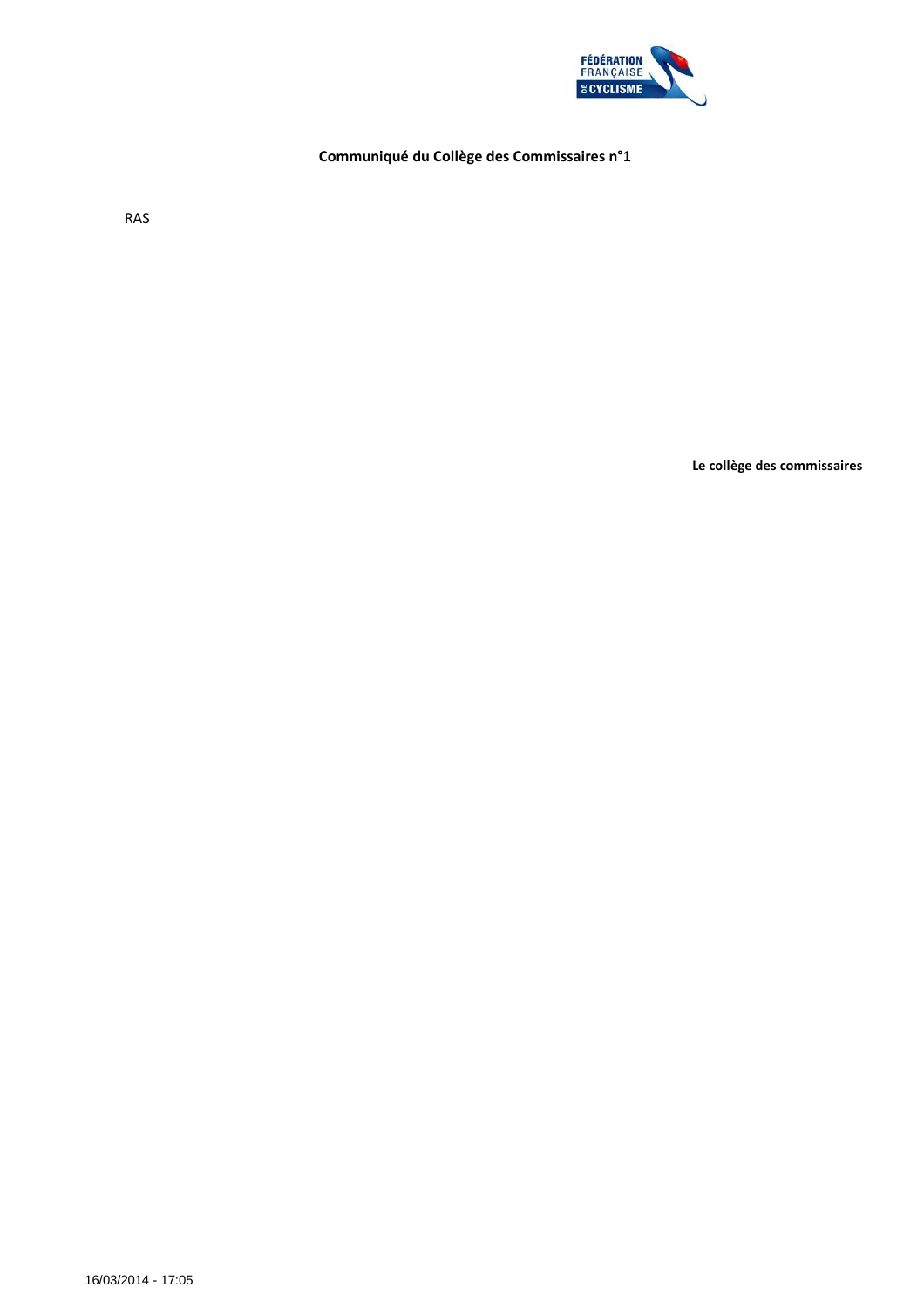**Communiqué du Collège des Commissaires n°1**

RAS

**Le collège des commissaires**

16/03/2014 - 17:05